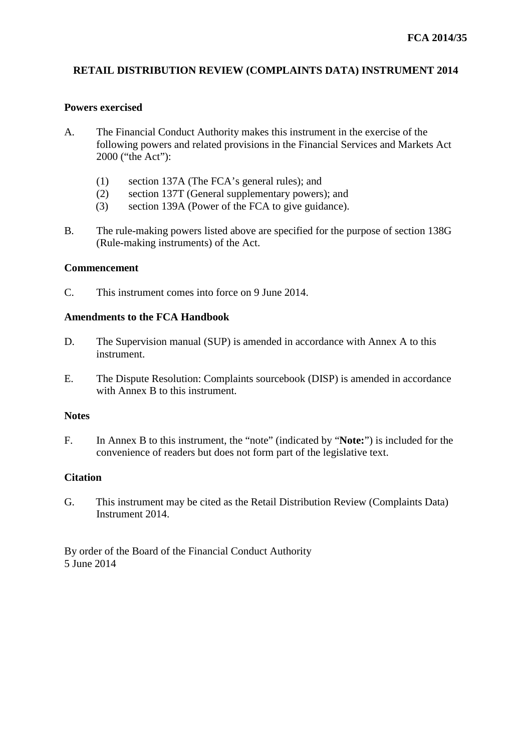**FCA 2014/35**

# RETAIL DISTRIBUTION REVIEW (COMPLAINTS DATA) INSTRUMENT 2014

## Powers exercised

A. The Financial Conduct Authority makes this instrument in the exercise of the following powers and related provisions in the Financial Services and Markets Act 2000 ("the Act"):

   (1) section 137A (The FCA's general rules); and
   (2) section 137T (General supplementary powers); and
   (3) section 139A (Power of the FCA to give guidance).

B. The rule-making powers listed above are specified for the purpose of section 138G (Rule-making instruments) of the Act.

## Commencement

C. This instrument comes into force on 9 June 2014.

## Amendments to the FCA Handbook

D. The Supervision manual (SUP) is amended in accordance with Annex A to this instrument.

E. The Dispute Resolution: Complaints sourcebook (DISP) is amended in accordance with Annex B to this instrument.

## Notes

F. In Annex B to this instrument, the "note" (indicated by "**Note:**") is included for the convenience of readers but does not form part of the legislative text.

## Citation

G. This instrument may be cited as the Retail Distribution Review (Complaints Data) Instrument 2014.

By order of the Board of the Financial Conduct Authority
5 June 2014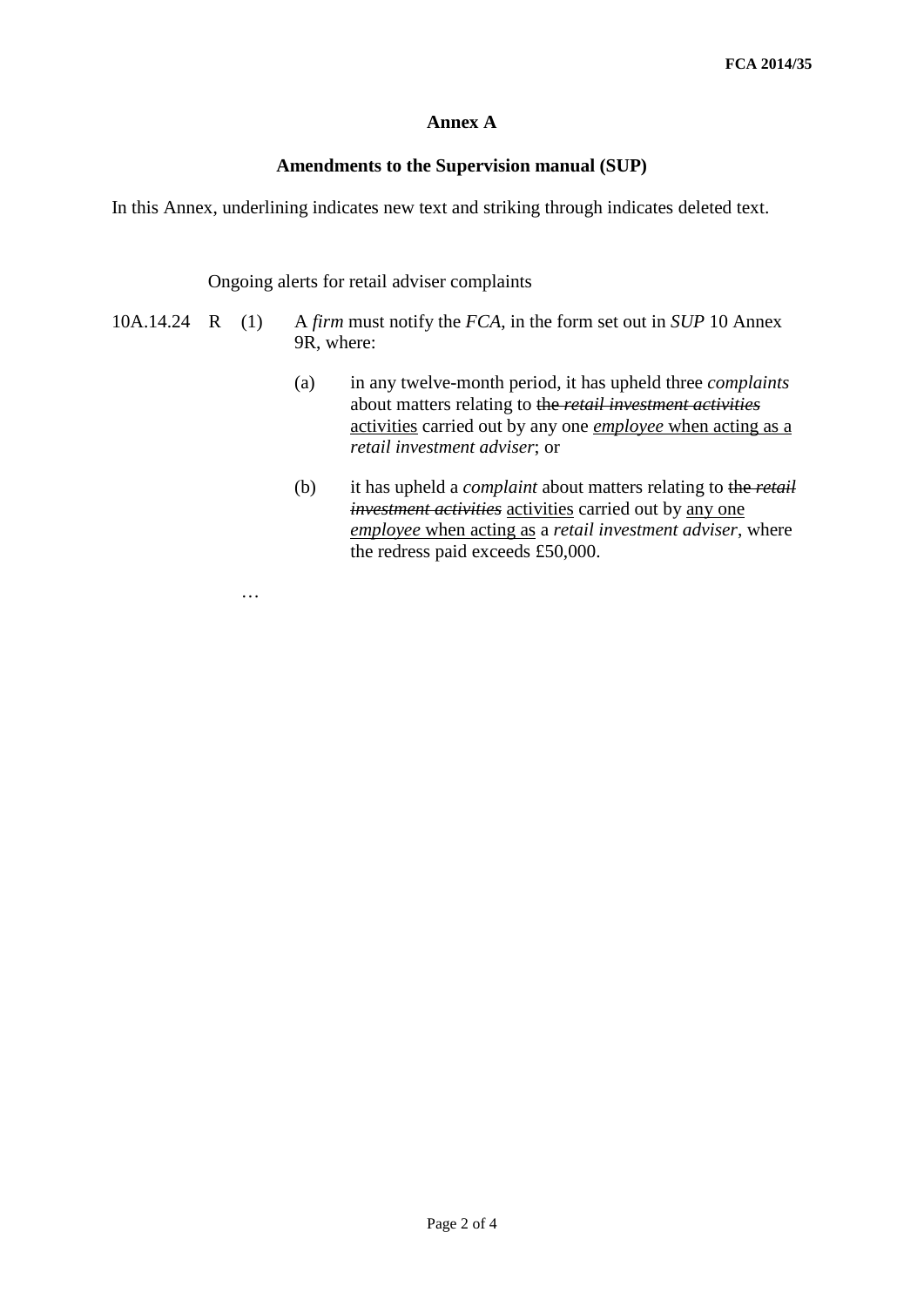## Annex A

### Amendments to the Supervision manual (SUP)

In this Annex, underlining indicates new text and striking through indicates deleted text.

Ongoing alerts for retail adviser complaints

10A.14.24 R (1) A *firm* must notify the *FCA*, in the form set out in *SUP* 10 Annex 9R, where:

(a) in any twelve-month period, it has upheld three *complaints* about matters relating to ~~the *retail investment activities*~~ <u>activities</u> carried out by any one <u>*employee* when acting as a</u> *retail investment adviser*; or

(b) it has upheld a *complaint* about matters relating to ~~the *retail investment activities*~~ <u>activities</u> carried out by <u>any one *employee* when acting as</u> a *retail investment adviser*, where the redress paid exceeds £50,000.

…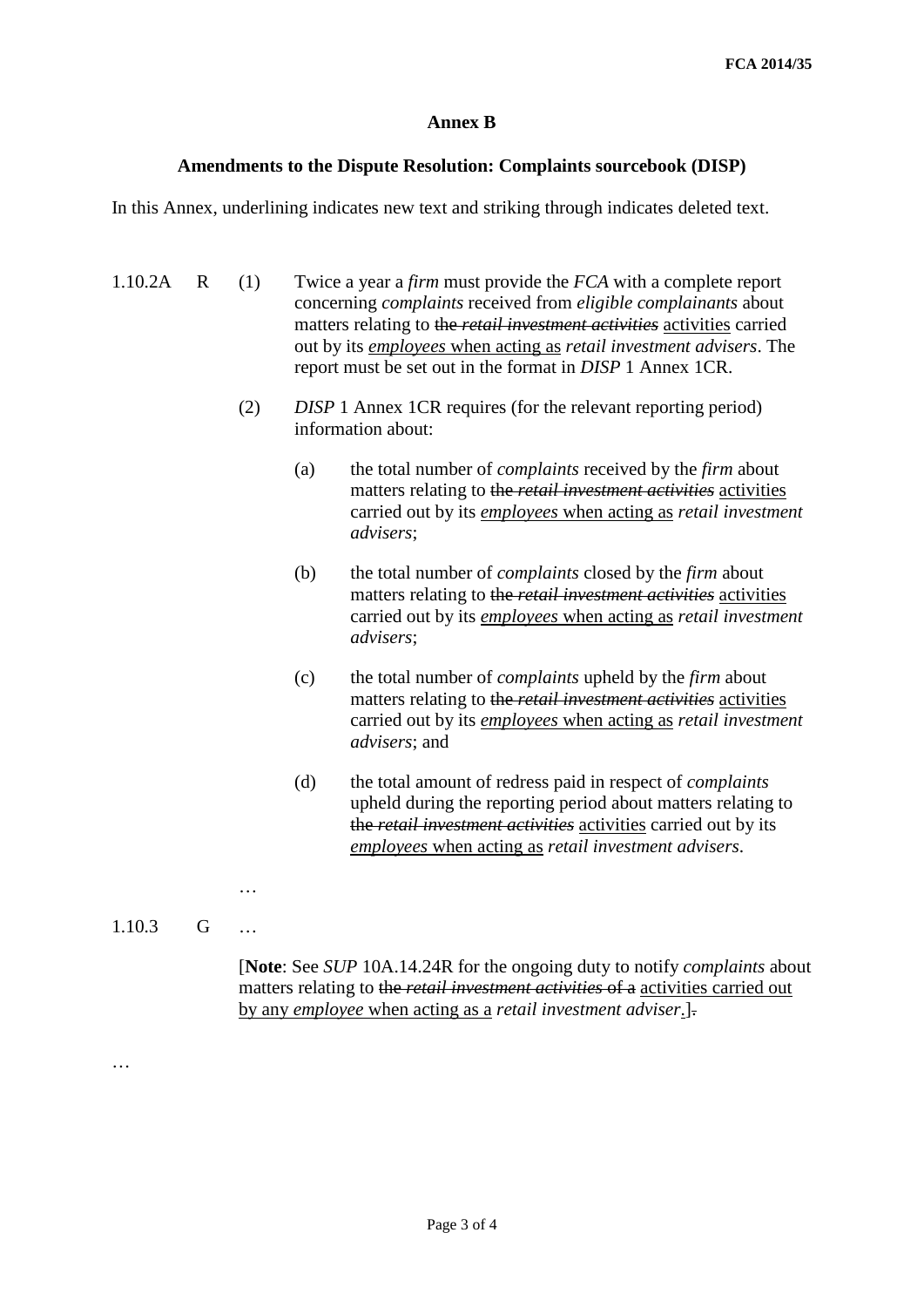## Annex B

### Amendments to the Dispute Resolution: Complaints sourcebook (DISP)

In this Annex, underlining indicates new text and striking through indicates deleted text.

1.10.2A R (1) Twice a year a *firm* must provide the *FCA* with a complete report concerning *complaints* received from *eligible complainants* about matters relating to ~~the *retail investment activities*~~ <u>activities</u> carried out by its <u>*employees* when acting as</u> *retail investment advisers*. The report must be set out in the format in *DISP* 1 Annex 1CR.

(2) *DISP* 1 Annex 1CR requires (for the relevant reporting period) information about:

(a) the total number of *complaints* received by the *firm* about matters relating to ~~the *retail investment activities*~~ <u>activities</u> carried out by its <u>*employees* when acting as</u> *retail investment advisers*;

(b) the total number of *complaints* closed by the *firm* about matters relating to ~~the *retail investment activities*~~ <u>activities</u> carried out by its <u>*employees* when acting as</u> *retail investment advisers*;

(c) the total number of *complaints* upheld by the *firm* about matters relating to ~~the *retail investment activities*~~ <u>activities</u> carried out by its <u>*employees* when acting as</u> *retail investment advisers*; and

(d) the total amount of redress paid in respect of *complaints* upheld during the reporting period about matters relating to ~~the *retail investment activities*~~ <u>activities</u> carried out by its <u>*employees* when acting as</u> *retail investment advisers*.

…

1.10.3 G …

[**Note**: See *SUP* 10A.14.24R for the ongoing duty to notify *complaints* about matters relating to ~~the *retail investment activities* of a~~ <u>activities carried out by any *employee* when acting as a</u> *retail investment adviser*<u>.]</u>~~.~~

…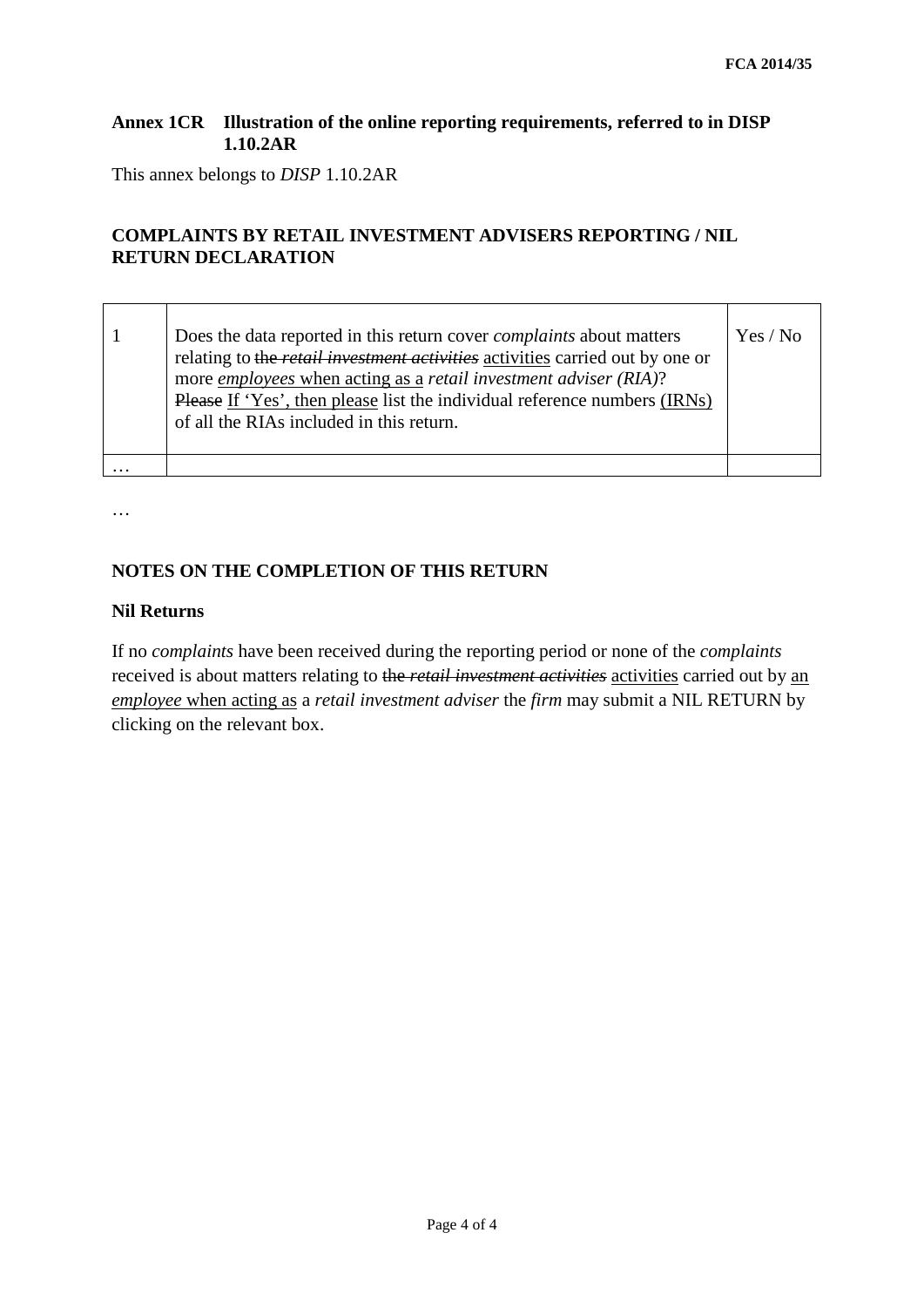**Annex 1CR Illustration of the online reporting requirements, referred to in DISP 1.10.2AR**

This annex belongs to *DISP* 1.10.2AR

## COMPLAINTS BY RETAIL INVESTMENT ADVISERS REPORTING / NIL RETURN DECLARATION

| | | |
|---|---|---|
| 1 | Does the data reported in this return cover *complaints* about matters relating to ~~the *retail investment activities*~~ <u>activities</u> carried out by one or more <u>*employees* when acting as a</u> *retail investment adviser (RIA)*? ~~Please~~ <u>If 'Yes', then please</u> list the individual reference numbers <u>(IRNs)</u> of all the RIAs included in this return. | Yes / No |
| … | | |

…

### NOTES ON THE COMPLETION OF THIS RETURN

**Nil Returns**

If no *complaints* have been received during the reporting period or none of the *complaints* received is about matters relating to ~~the *retail investment activities*~~ <u>activities</u> carried out by <u>an *employee* when acting as</u> a *retail investment adviser* the *firm* may submit a NIL RETURN by clicking on the relevant box.